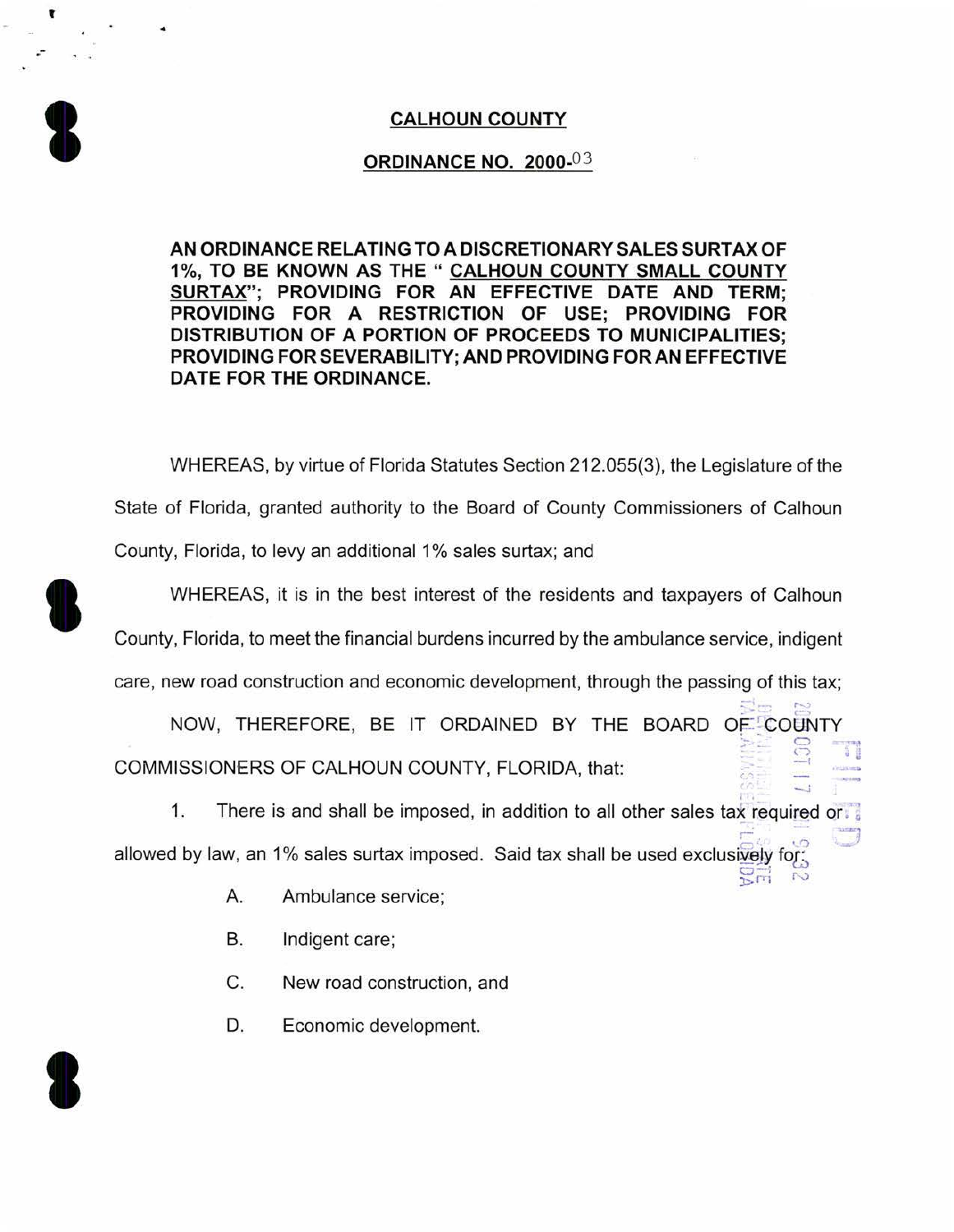# CALHOUN COUNTY

## ORDINANCE NO. 2000-03

**AN ORDINANCE RELATING TO A DISCRETIONARY SALES SURTAX OF 1%, TO BE KNOWN AS THE " CALHOUN COUNTY SMALL COUNTY SURTAX"; PROVIDING FOR AN EFFECTIVE DATE AND TERM; PROVIDING FOR A RESTRICTION OF USE; PROVIDING FOR DISTRIBUTION OF A PORTION OF PROCEEDS TO MUNICIPALITIES; PROVIDING FOR SEVERABILITY; AND PROVIDING FOR AN EFFECTIVE DATE FOR THE ORDINANCE.**

WHEREAS, by virtue of Florida Statutes Section 212.055(3), the Legislature of the State of Florida, granted authority to the Board of County Commissioners of Calhoun County, Florida, to levy an additional 1% sales surtax; and

WHEREAS, it is in the best interest of the residents and taxpayers of Calhoun County, Florida, to meet the financial burdens incurred by the ambulance service, indigent care, new road construction and economic development, through the passing of this tax;

NOW, THEREFORE, BE IT ORDAINED BY THE BOARD OF COUNTY COMMISSIONERS OF CALHOUN COUNTY, FLORIDA, that:

1. There is and shall be imposed, in addition to all other sales tax required or allowed by law, an 1% sales surtax imposed. Said tax shall be used exclusively for:

   A. Ambulance service;

   B. Indigent care;

   C. New road construction, and

   D. Economic development.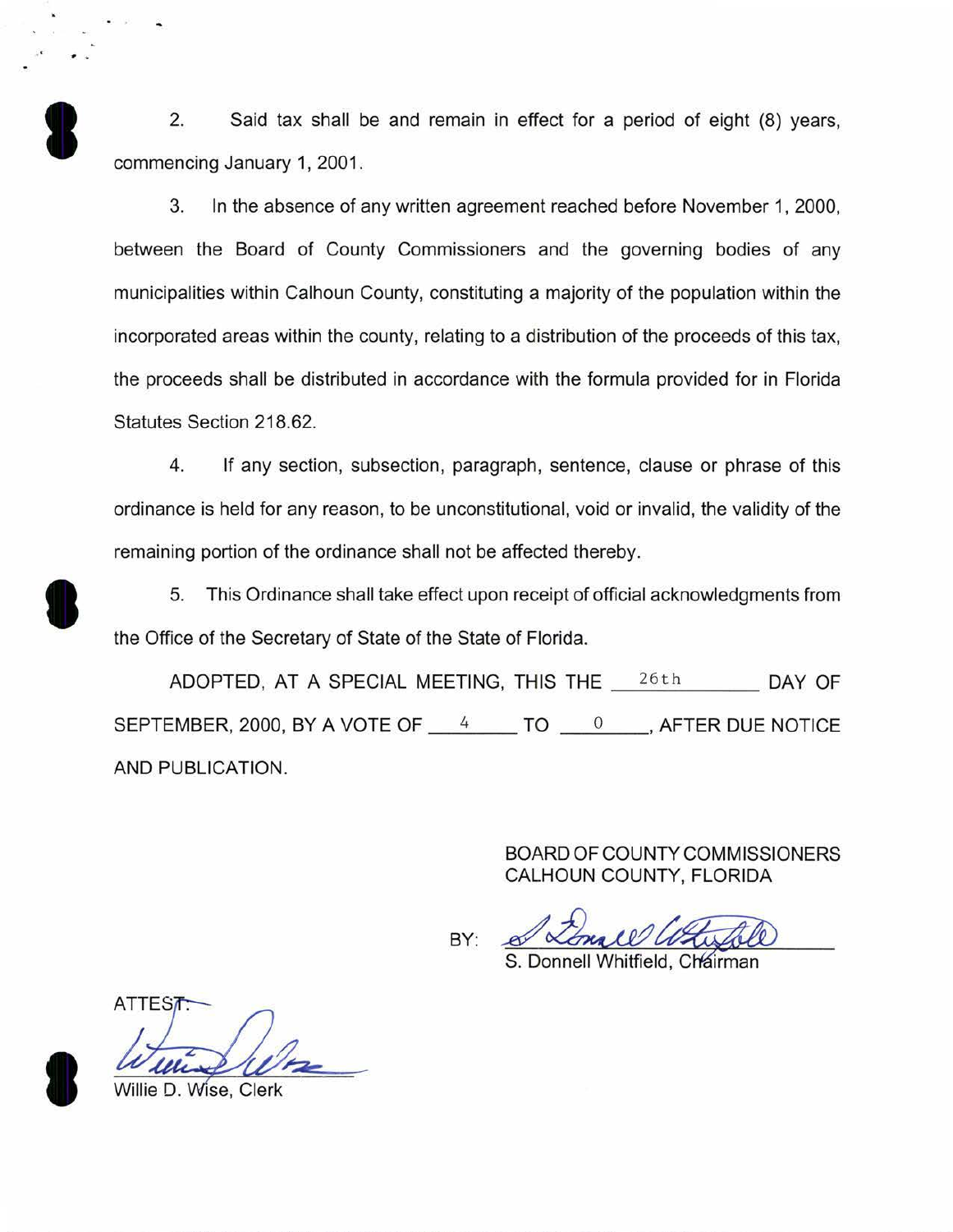2. Said tax shall be and remain in effect for a period of eight (8) years, commencing January 1, 2001.

3. In the absence of any written agreement reached before November 1, 2000, between the Board of County Commissioners and the governing bodies of any municipalities within Calhoun County, constituting a majority of the population within the incorporated areas within the county, relating to a distribution of the proceeds of this tax, the proceeds shall be distributed in accordance with the formula provided for in Florida Statutes Section 218.62.

4. If any section, subsection, paragraph, sentence, clause or phrase of this ordinance is held for any reason, to be unconstitutional, void or invalid, the validity of the remaining portion of the ordinance shall not be affected thereby.

5. This Ordinance shall take effect upon receipt of official acknowledgments from the Office of the Secretary of State of the State of Florida.

ADOPTED, AT A SPECIAL MEETING, THIS THE 26th DAY OF SEPTEMBER, 2000, BY A VOTE OF 4 TO 0, AFTER DUE NOTICE AND PUBLICATION.

BOARD OF COUNTY COMMISSIONERS
CALHOUN COUNTY, FLORIDA

BY: ______________________
S. Donnell Whitfield, Chairman

ATTEST:

______________________
Willie D. Wise, Clerk